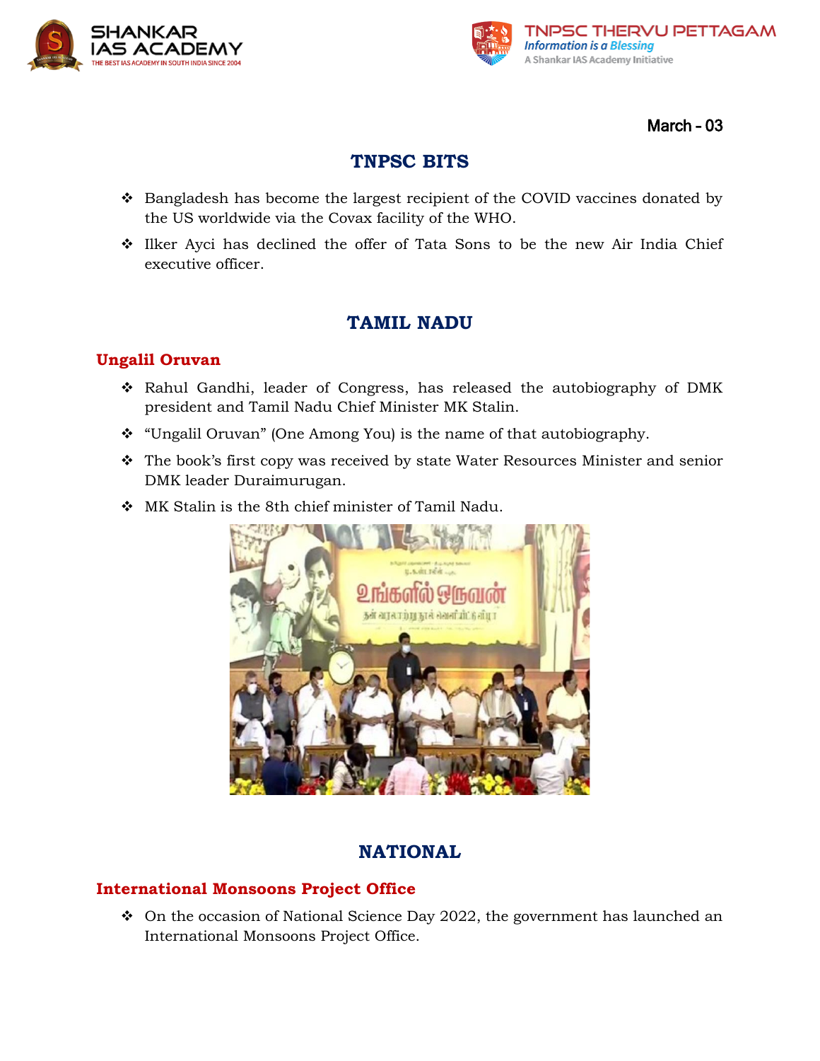March - 03

## TNPSC BITS

- Bangladesh has become the largest recipient of the COVID vaccines donated by the US worldwide via the Covax facility of the WHO.
- Ilker Ayci has declined the offer of Tata Sons to be the new Air India Chief executive officer.

## TAMIL NADU

### Ungalil Oruvan

- Rahul Gandhi, leader of Congress, has released the autobiography of DMK president and Tamil Nadu Chief Minister MK Stalin.
- "Ungalil Oruvan" (One Among You) is the name of that autobiography.
- The book's first copy was received by state Water Resources Minister and senior DMK leader Duraimurugan.
- MK Stalin is the 8th chief minister of Tamil Nadu.

## NATIONAL

### International Monsoons Project Office

- On the occasion of National Science Day 2022, the government has launched an International Monsoons Project Office.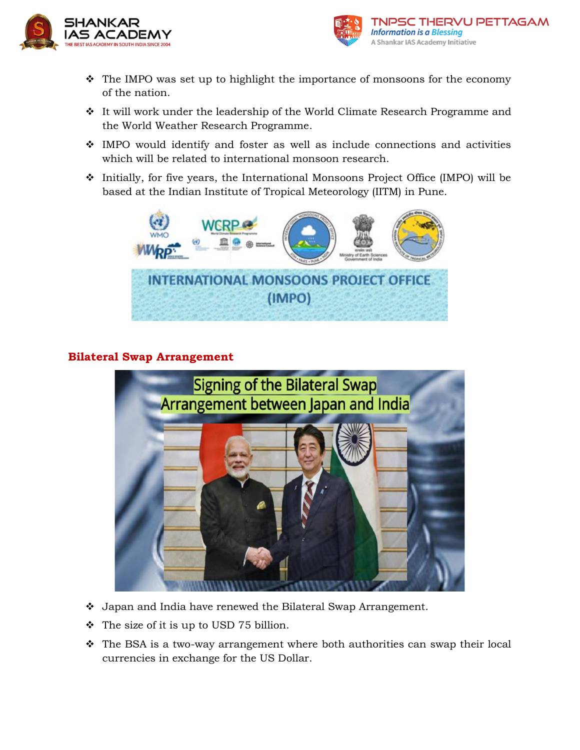- The IMPO was set up to highlight the importance of monsoons for the economy of the nation.
- It will work under the leadership of the World Climate Research Programme and the World Weather Research Programme.
- IMPO would identify and foster as well as include connections and activities which will be related to international monsoon research.
- Initially, for five years, the International Monsoons Project Office (IMPO) will be based at the Indian Institute of Tropical Meteorology (IITM) in Pune.

## Bilateral Swap Arrangement

- Japan and India have renewed the Bilateral Swap Arrangement.
- The size of it is up to USD 75 billion.
- The BSA is a two-way arrangement where both authorities can swap their local currencies in exchange for the US Dollar.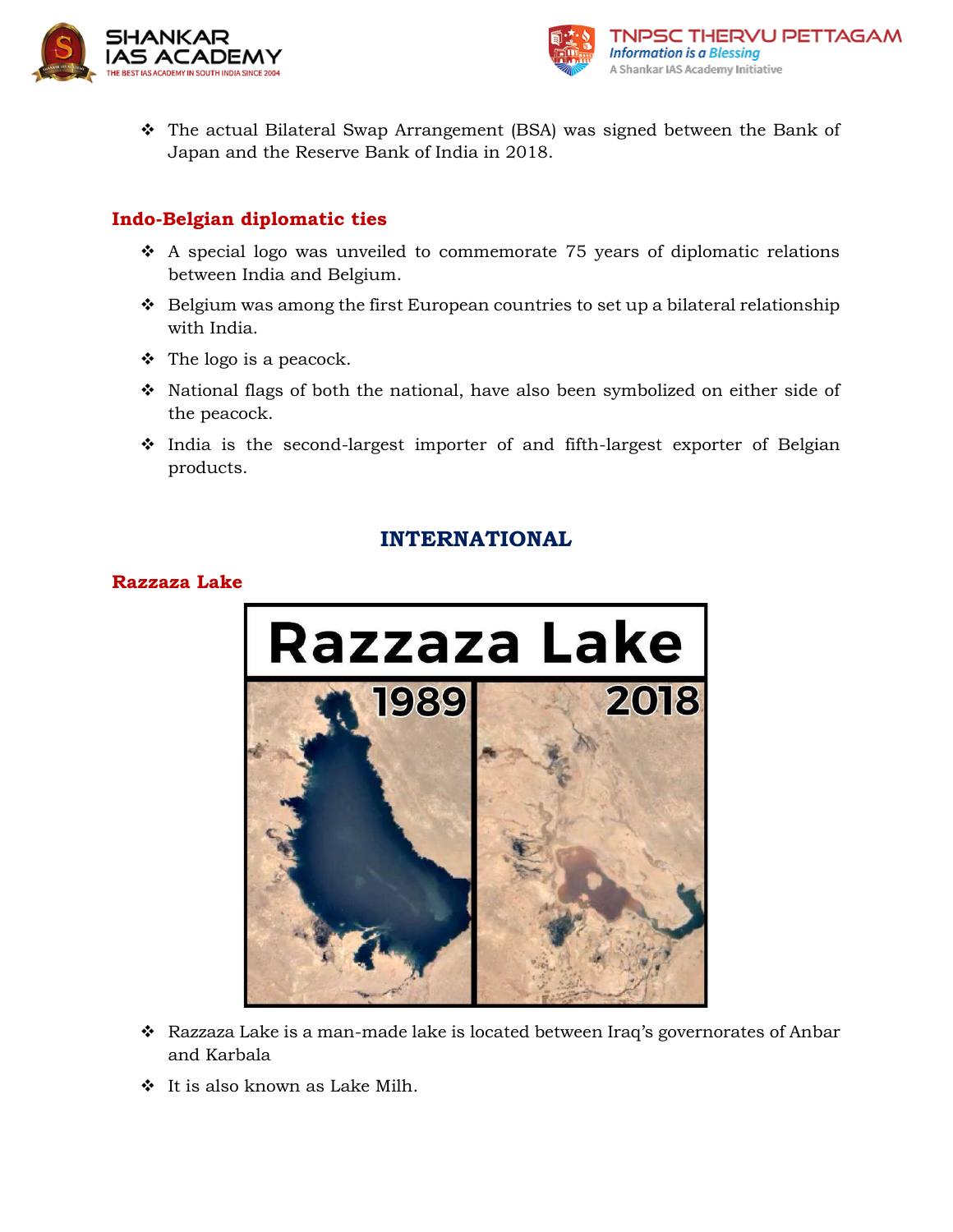- The actual Bilateral Swap Arrangement (BSA) was signed between the Bank of Japan and the Reserve Bank of India in 2018.

## Indo-Belgian diplomatic ties

- A special logo was unveiled to commemorate 75 years of diplomatic relations between India and Belgium.
- Belgium was among the first European countries to set up a bilateral relationship with India.
- The logo is a peacock.
- National flags of both the national, have also been symbolized on either side of the peacock.
- India is the second-largest importer of and fifth-largest exporter of Belgian products.

# INTERNATIONAL

## Razzaza Lake

- Razzaza Lake is a man-made lake is located between Iraq's governorates of Anbar and Karbala
- It is also known as Lake Milh.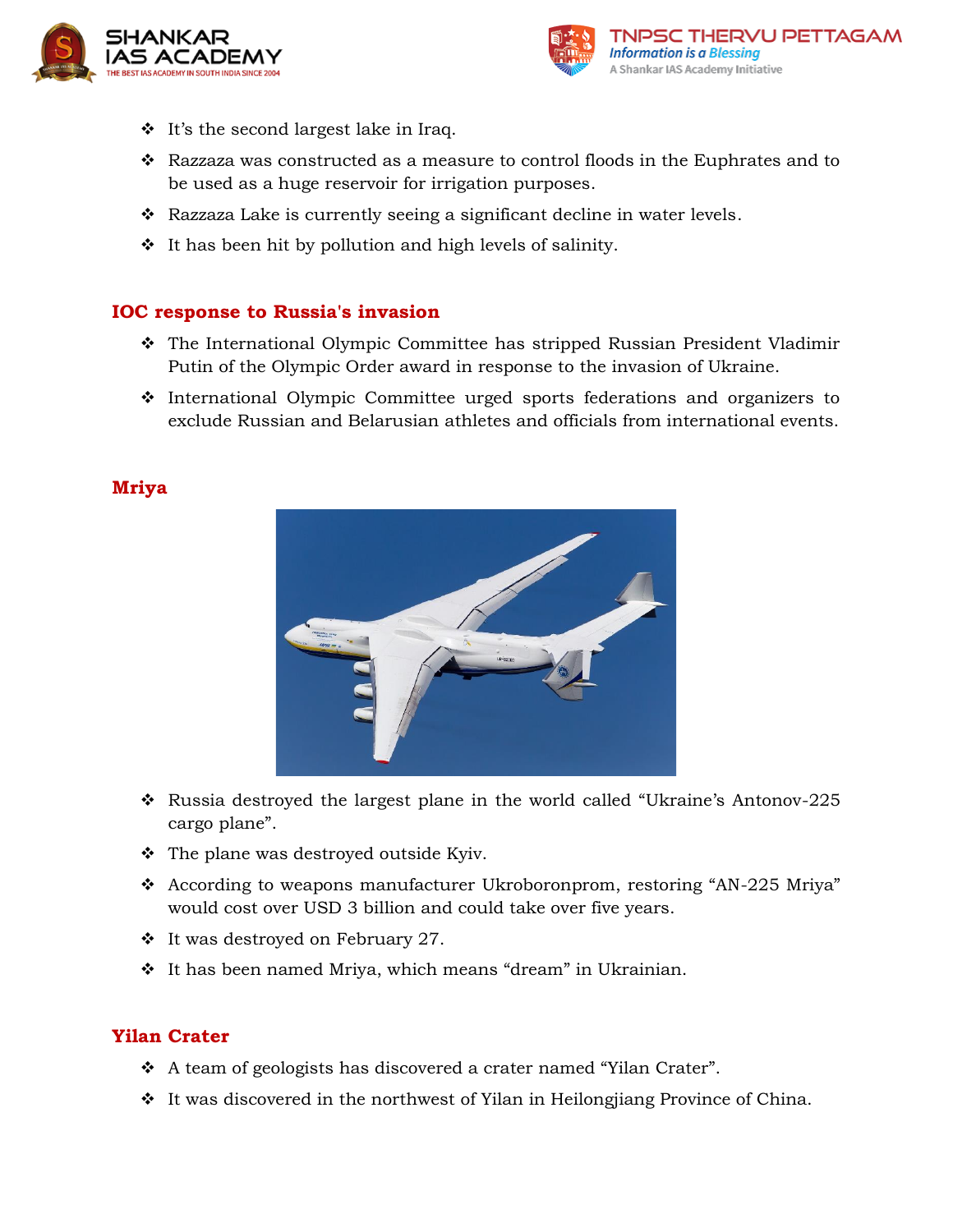- It's the second largest lake in Iraq.
- Razzaza was constructed as a measure to control floods in the Euphrates and to be used as a huge reservoir for irrigation purposes.
- Razzaza Lake is currently seeing a significant decline in water levels.
- It has been hit by pollution and high levels of salinity.

## IOC response to Russia's invasion

- The International Olympic Committee has stripped Russian President Vladimir Putin of the Olympic Order award in response to the invasion of Ukraine.
- International Olympic Committee urged sports federations and organizers to exclude Russian and Belarusian athletes and officials from international events.

## Mriya

- Russia destroyed the largest plane in the world called "Ukraine's Antonov-225 cargo plane".
- The plane was destroyed outside Kyiv.
- According to weapons manufacturer Ukroboronprom, restoring "AN-225 Mriya" would cost over USD 3 billion and could take over five years.
- It was destroyed on February 27.
- It has been named Mriya, which means "dream" in Ukrainian.

## Yilan Crater

- A team of geologists has discovered a crater named "Yilan Crater".
- It was discovered in the northwest of Yilan in Heilongjiang Province of China.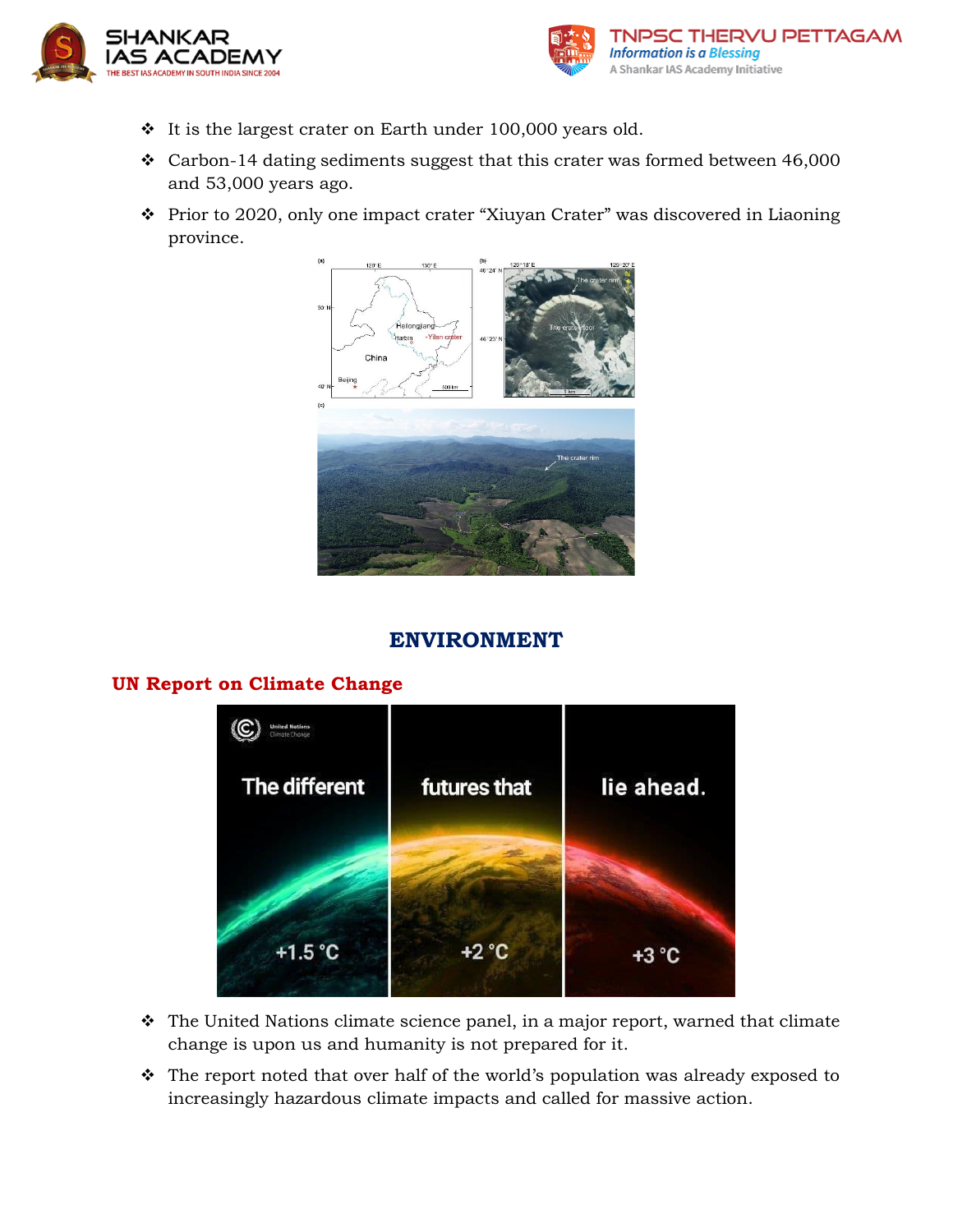- It is the largest crater on Earth under 100,000 years old.
- Carbon-14 dating sediments suggest that this crater was formed between 46,000 and 53,000 years ago.
- Prior to 2020, only one impact crater "Xiuyan Crater" was discovered in Liaoning province.

# ENVIRONMENT

## UN Report on Climate Change

- The United Nations climate science panel, in a major report, warned that climate change is upon us and humanity is not prepared for it.
- The report noted that over half of the world's population was already exposed to increasingly hazardous climate impacts and called for massive action.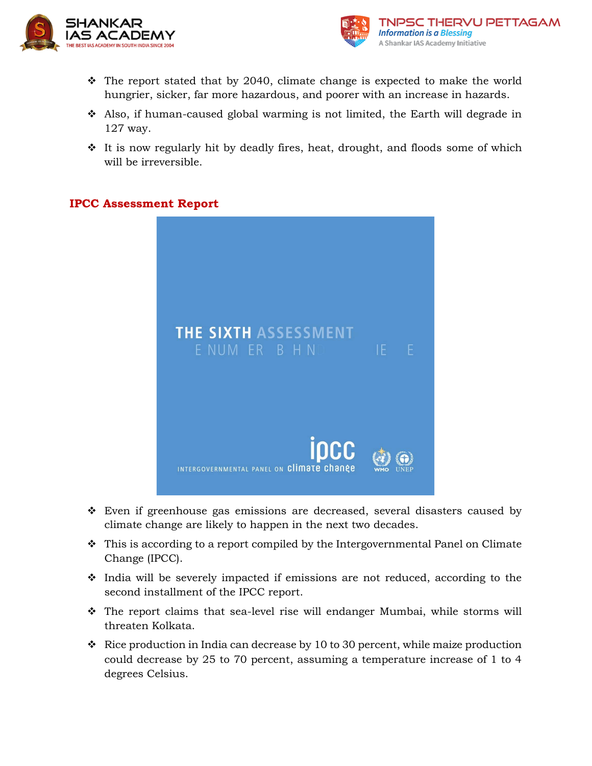- The report stated that by 2040, climate change is expected to make the world hungrier, sicker, far more hazardous, and poorer with an increase in hazards.
- Also, if human-caused global warming is not limited, the Earth will degrade in 127 way.
- It is now regularly hit by deadly fires, heat, drought, and floods some of which will be irreversible.

## IPCC Assessment Report

- Even if greenhouse gas emissions are decreased, several disasters caused by climate change are likely to happen in the next two decades.
- This is according to a report compiled by the Intergovernmental Panel on Climate Change (IPCC).
- India will be severely impacted if emissions are not reduced, according to the second installment of the IPCC report.
- The report claims that sea-level rise will endanger Mumbai, while storms will threaten Kolkata.
- Rice production in India can decrease by 10 to 30 percent, while maize production could decrease by 25 to 70 percent, assuming a temperature increase of 1 to 4 degrees Celsius.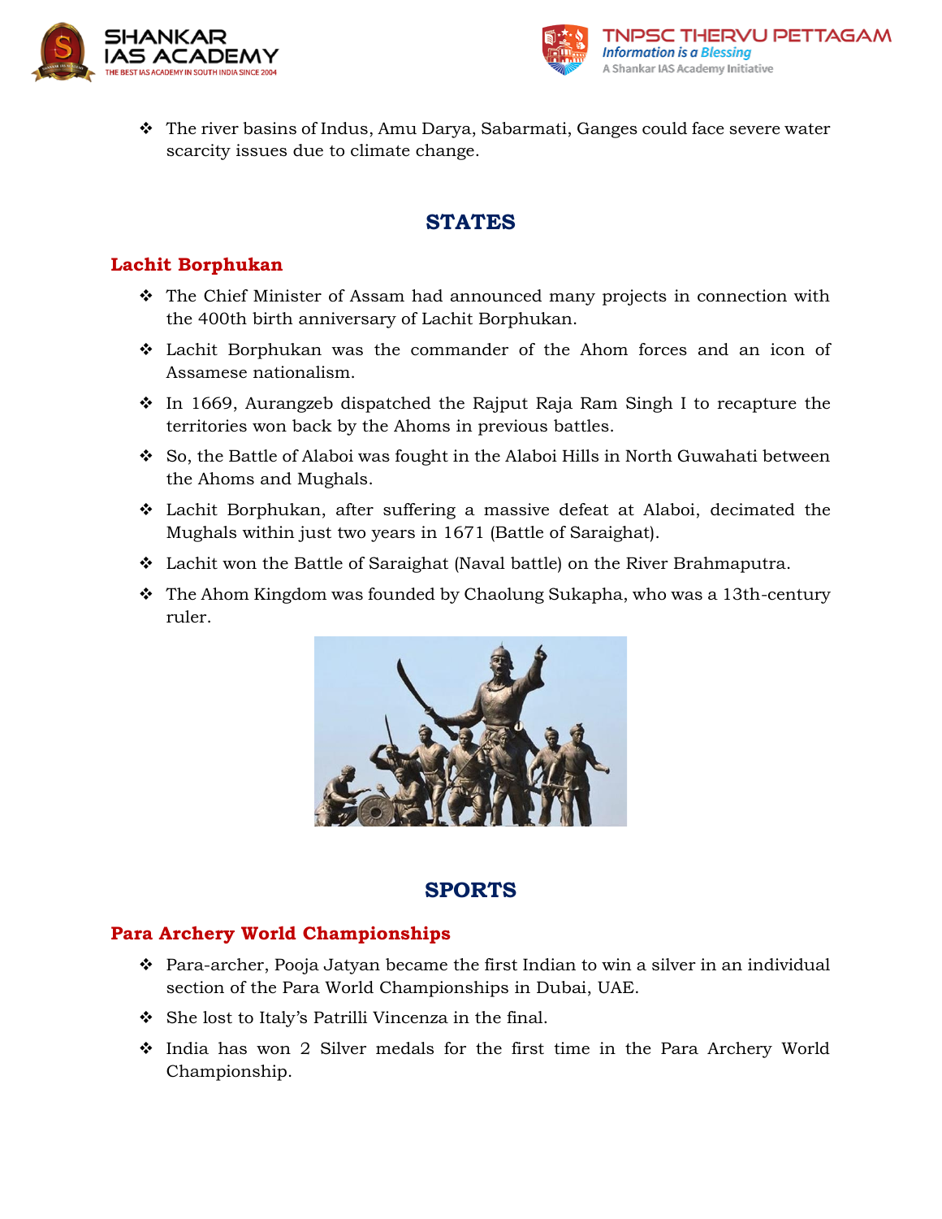- The river basins of Indus, Amu Darya, Sabarmati, Ganges could face severe water scarcity issues due to climate change.

## STATES

### Lachit Borphukan

- The Chief Minister of Assam had announced many projects in connection with the 400th birth anniversary of Lachit Borphukan.
- Lachit Borphukan was the commander of the Ahom forces and an icon of Assamese nationalism.
- In 1669, Aurangzeb dispatched the Rajput Raja Ram Singh I to recapture the territories won back by the Ahoms in previous battles.
- So, the Battle of Alaboi was fought in the Alaboi Hills in North Guwahati between the Ahoms and Mughals.
- Lachit Borphukan, after suffering a massive defeat at Alaboi, decimated the Mughals within just two years in 1671 (Battle of Saraighat).
- Lachit won the Battle of Saraighat (Naval battle) on the River Brahmaputra.
- The Ahom Kingdom was founded by Chaolung Sukapha, who was a 13th-century ruler.

## SPORTS

### Para Archery World Championships

- Para-archer, Pooja Jatyan became the first Indian to win a silver in an individual section of the Para World Championships in Dubai, UAE.
- She lost to Italy's Patrilli Vincenza in the final.
- India has won 2 Silver medals for the first time in the Para Archery World Championship.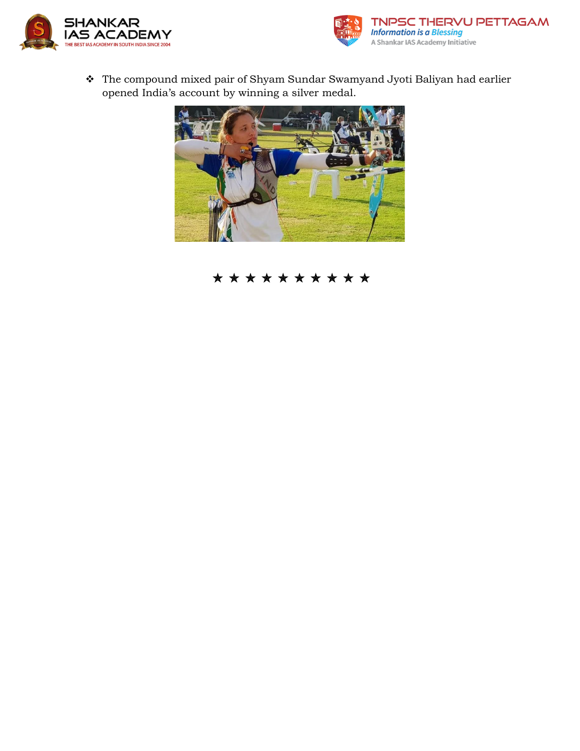- The compound mixed pair of Shyam Sundar Swamyand Jyoti Baliyan had earlier opened India's account by winning a silver medal.

★ ★ ★ ★ ★ ★ ★ ★ ★ ★